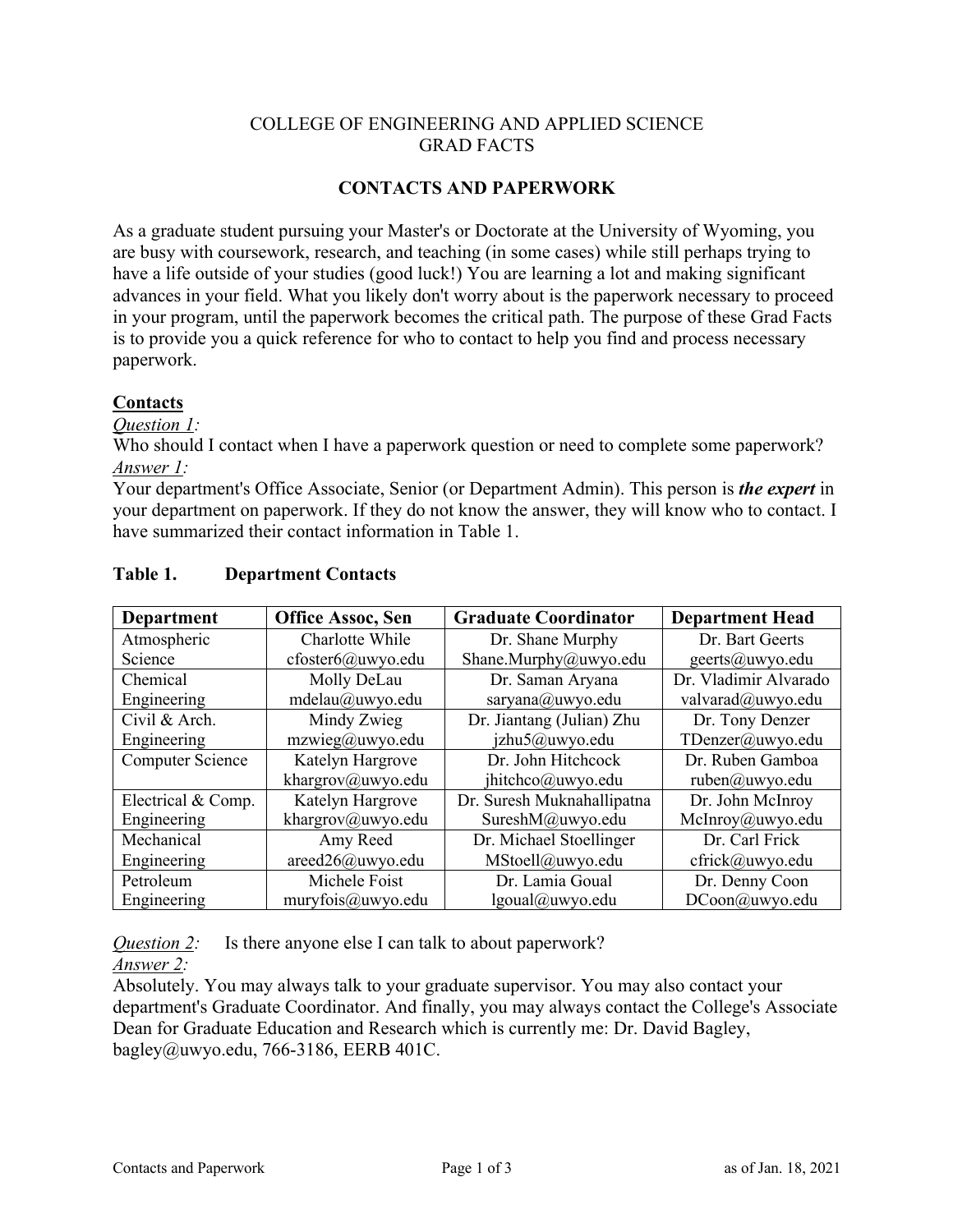# COLLEGE OF ENGINEERING AND APPLIED SCIENCE
# GRAD FACTS

## CONTACTS AND PAPERWORK

As a graduate student pursuing your Master's or Doctorate at the University of Wyoming, you are busy with coursework, research, and teaching (in some cases) while still perhaps trying to have a life outside of your studies (good luck!) You are learning a lot and making significant advances in your field. What you likely don't worry about is the paperwork necessary to proceed in your program, until the paperwork becomes the critical path. The purpose of these Grad Facts is to provide you a quick reference for who to contact to help you find and process necessary paperwork.

### Contacts

*Question 1:*
Who should I contact when I have a paperwork question or need to complete some paperwork?
*Answer 1:*
Your department's Office Associate, Senior (or Department Admin). This person is ***the expert*** in your department on paperwork. If they do not know the answer, they will know who to contact. I have summarized their contact information in Table 1.

**Table 1. Department Contacts**

| Department | Office Assoc, Sen | Graduate Coordinator | Department Head |
|---|---|---|---|
| Atmospheric Science | Charlotte While cfoster6@uwyo.edu | Dr. Shane Murphy Shane.Murphy@uwyo.edu | Dr. Bart Geerts geerts@uwyo.edu |
| Chemical Engineering | Molly DeLau mdelau@uwyo.edu | Dr. Saman Aryana saryana@uwyo.edu | Dr. Vladimir Alvarado valvarad@uwyo.edu |
| Civil & Arch. Engineering | Mindy Zwieg mzwieg@uwyo.edu | Dr. Jiantang (Julian) Zhu jzhu5@uwyo.edu | Dr. Tony Denzer TDenzer@uwyo.edu |
| Computer Science | Katelyn Hargrove khargrov@uwyo.edu | Dr. John Hitchcock jhitchco@uwyo.edu | Dr. Ruben Gamboa ruben@uwyo.edu |
| Electrical & Comp. Engineering | Katelyn Hargrove khargrov@uwyo.edu | Dr. Suresh Muknahallipatna SureshM@uwyo.edu | Dr. John McInroy McInroy@uwyo.edu |
| Mechanical Engineering | Amy Reed areed26@uwyo.edu | Dr. Michael Stoellinger MStoell@uwyo.edu | Dr. Carl Frick cfrick@uwyo.edu |
| Petroleum Engineering | Michele Foist muryfois@uwyo.edu | Dr. Lamia Goual lgoual@uwyo.edu | Dr. Denny Coon DCoon@uwyo.edu |

*Question 2:* Is there anyone else I can talk to about paperwork?
*Answer 2:*
Absolutely. You may always talk to your graduate supervisor. You may also contact your department's Graduate Coordinator. And finally, you may always contact the College's Associate Dean for Graduate Education and Research which is currently me: Dr. David Bagley, bagley@uwyo.edu, 766-3186, EERB 401C.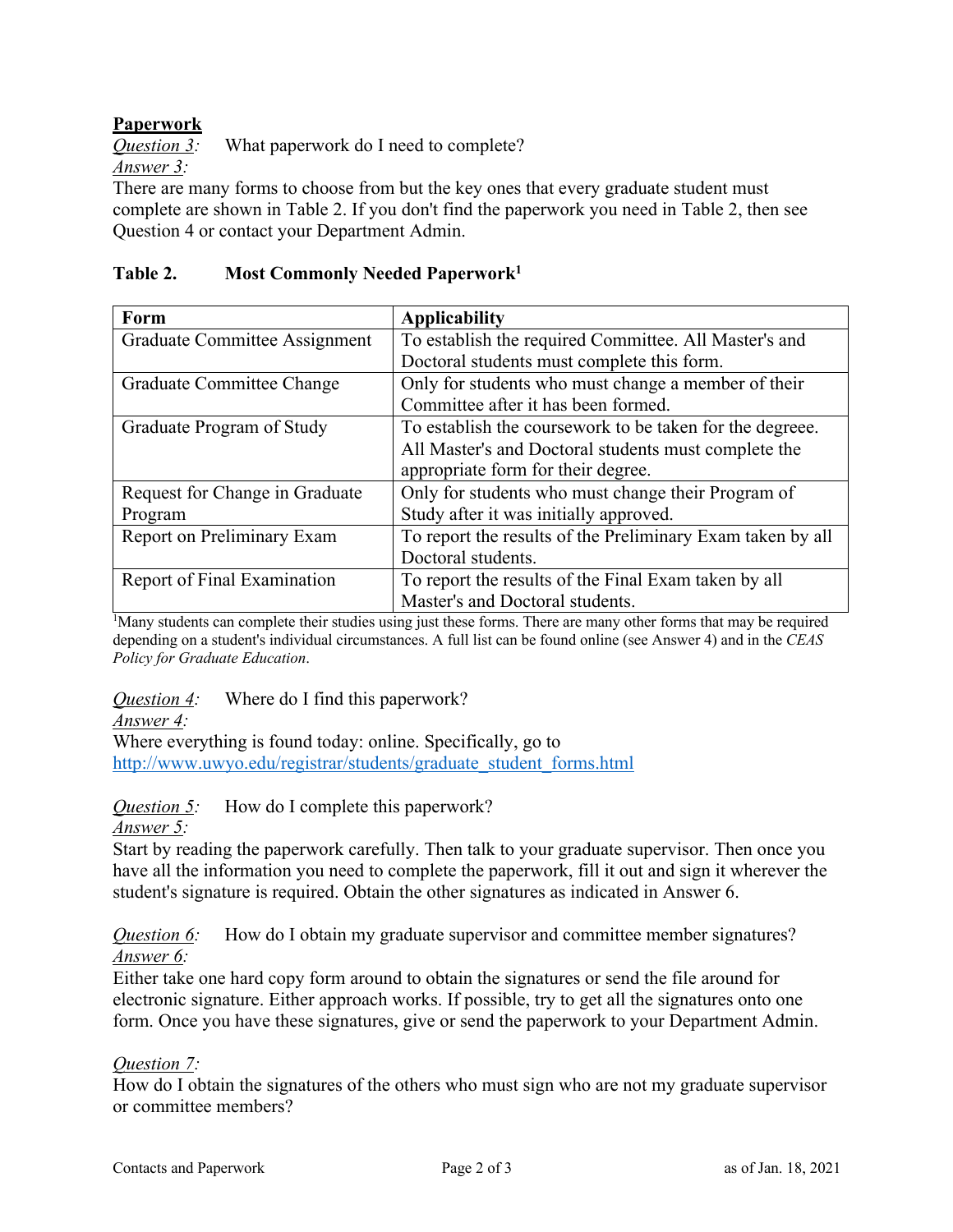**Paperwork**

*Question 3:* What paperwork do I need to complete?

*Answer 3:*

There are many forms to choose from but the key ones that every graduate student must complete are shown in Table 2. If you don't find the paperwork you need in Table 2, then see Question 4 or contact your Department Admin.

**Table 2. Most Commonly Needed Paperwork[1]**

| Form | Applicability |
|---|---|
| Graduate Committee Assignment | To establish the required Committee. All Master's and Doctoral students must complete this form. |
| Graduate Committee Change | Only for students who must change a member of their Committee after it has been formed. |
| Graduate Program of Study | To establish the coursework to be taken for the degreee. All Master's and Doctoral students must complete the appropriate form for their degree. |
| Request for Change in Graduate Program | Only for students who must change their Program of Study after it was initially approved. |
| Report on Preliminary Exam | To report the results of the Preliminary Exam taken by all Doctoral students. |
| Report of Final Examination | To report the results of the Final Exam taken by all Master's and Doctoral students. |

[1]Many students can complete their studies using just these forms. There are many other forms that may be required depending on a student's individual circumstances. A full list can be found online (see Answer 4) and in the *CEAS Policy for Graduate Education*.

*Question 4:* Where do I find this paperwork?

*Answer 4:*

Where everything is found today: online. Specifically, go to http://www.uwyo.edu/registrar/students/graduate_student_forms.html

*Question 5:* How do I complete this paperwork?

*Answer 5:*

Start by reading the paperwork carefully. Then talk to your graduate supervisor. Then once you have all the information you need to complete the paperwork, fill it out and sign it wherever the student's signature is required. Obtain the other signatures as indicated in Answer 6.

*Question 6:* How do I obtain my graduate supervisor and committee member signatures?

*Answer 6:*

Either take one hard copy form around to obtain the signatures or send the file around for electronic signature. Either approach works. If possible, try to get all the signatures onto one form. Once you have these signatures, give or send the paperwork to your Department Admin.

*Question 7:*

How do I obtain the signatures of the others who must sign who are not my graduate supervisor or committee members?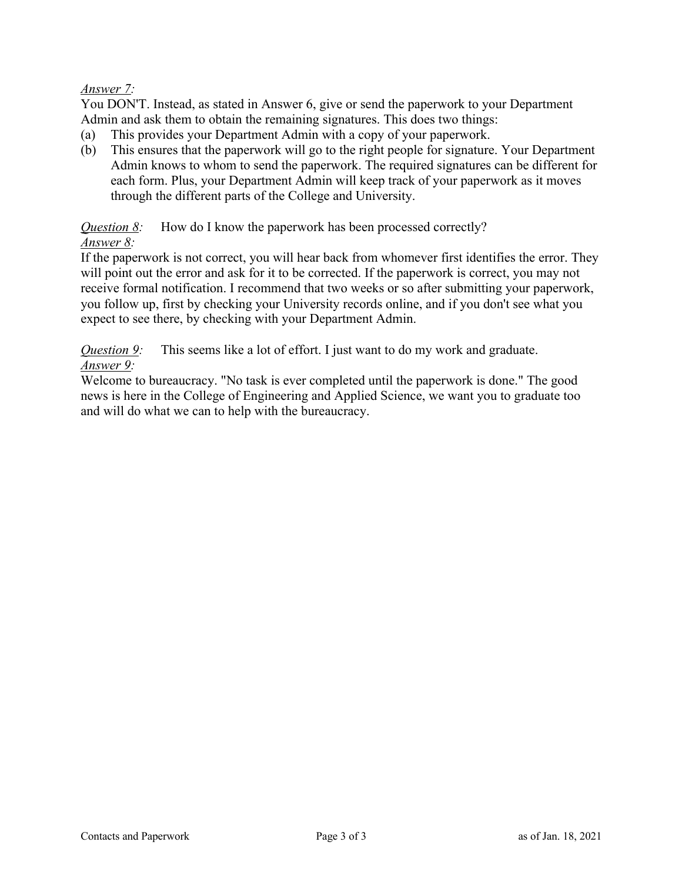*Answer 7:*
You DON'T. Instead, as stated in Answer 6, give or send the paperwork to your Department Admin and ask them to obtain the remaining signatures. This does two things:

(a) This provides your Department Admin with a copy of your paperwork.

(b) This ensures that the paperwork will go to the right people for signature. Your Department Admin knows to whom to send the paperwork. The required signatures can be different for each form. Plus, your Department Admin will keep track of your paperwork as it moves through the different parts of the College and University.

*Question 8:* How do I know the paperwork has been processed correctly?

*Answer 8:*
If the paperwork is not correct, you will hear back from whomever first identifies the error. They will point out the error and ask for it to be corrected. If the paperwork is correct, you may not receive formal notification. I recommend that two weeks or so after submitting your paperwork, you follow up, first by checking your University records online, and if you don't see what you expect to see there, by checking with your Department Admin.

*Question 9:* This seems like a lot of effort. I just want to do my work and graduate.

*Answer 9:*
Welcome to bureaucracy. "No task is ever completed until the paperwork is done." The good news is here in the College of Engineering and Applied Science, we want you to graduate too and will do what we can to help with the bureaucracy.